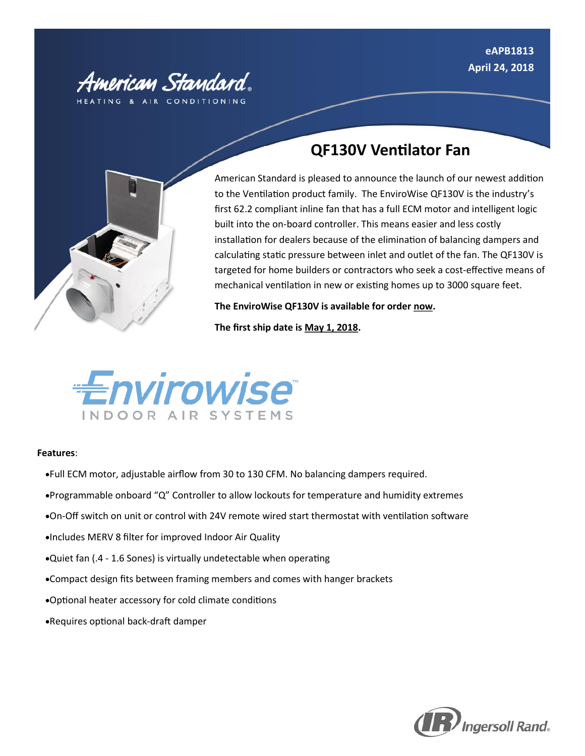eAPB1813
April 24, 2018

# QF130V Ventilator Fan

American Standard is pleased to announce the launch of our newest addition to the Ventilation product family. The EnviroWise QF130V is the industry's first 62.2 compliant inline fan that has a full ECM motor and intelligent logic built into the on-board controller. This means easier and less costly installation for dealers because of the elimination of balancing dampers and calculating static pressure between inlet and outlet of the fan. The QF130V is targeted for home builders or contractors who seek a cost-effective means of mechanical ventilation in new or existing homes up to 3000 square feet.

**The EnviroWise QF130V is available for order now.**

**The first ship date is May 1, 2018.**

**Features**:

- Full ECM motor, adjustable airflow from 30 to 130 CFM. No balancing dampers required.
- Programmable onboard "Q" Controller to allow lockouts for temperature and humidity extremes
- On-Off switch on unit or control with 24V remote wired start thermostat with ventilation software
- Includes MERV 8 filter for improved Indoor Air Quality
- Quiet fan (.4 - 1.6 Sones) is virtually undetectable when operating
- Compact design fits between framing members and comes with hanger brackets
- Optional heater accessory for cold climate conditions
- Requires optional back-draft damper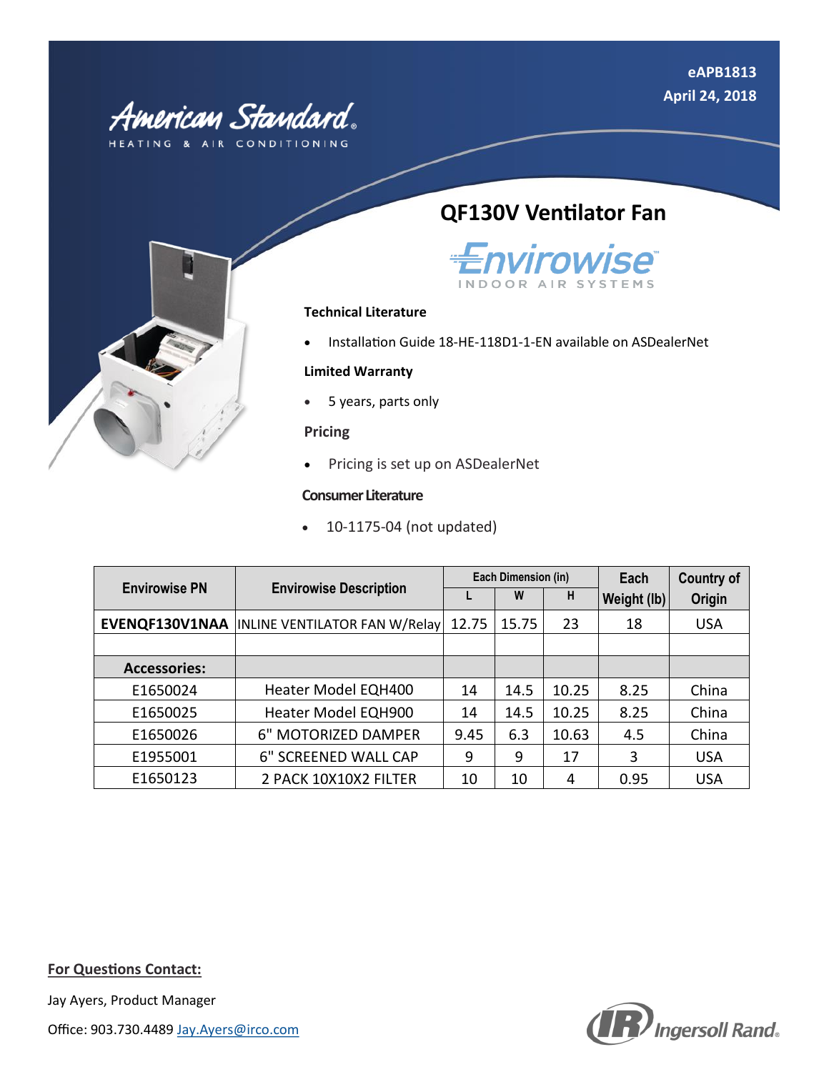eAPB1813
April 24, 2018

# QF130V Ventilator Fan

**Technical Literature**

- Installation Guide 18-HE-118D1-1-EN available on ASDealerNet

**Limited Warranty**

- 5 years, parts only

**Pricing**

- Pricing is set up on ASDealerNet

**Consumer Literature**

- 10-1175-04 (not updated)

| Envirowise PN | Envirowise Description | Each Dimension (in) | | | Each Weight (lb) | Country of Origin |
|---|---|---|---|---|---|---|
| | | L | W | H | | |
| **EVENQF130V1NAA** | INLINE VENTILATOR FAN W/Relay | 12.75 | 15.75 | 23 | 18 | USA |
| | | | | | | |
| **Accessories:** | | | | | | |
| E1650024 | Heater Model EQH400 | 14 | 14.5 | 10.25 | 8.25 | China |
| E1650025 | Heater Model EQH900 | 14 | 14.5 | 10.25 | 8.25 | China |
| E1650026 | 6" MOTORIZED DAMPER | 9.45 | 6.3 | 10.63 | 4.5 | China |
| E1955001 | 6" SCREENED WALL CAP | 9 | 9 | 17 | 3 | USA |
| E1650123 | 2 PACK 10X10X2 FILTER | 10 | 10 | 4 | 0.95 | USA |

**For Questions Contact:**

Jay Ayers, Product Manager

Office: 903.730.4489 Jay.Ayers@irco.com